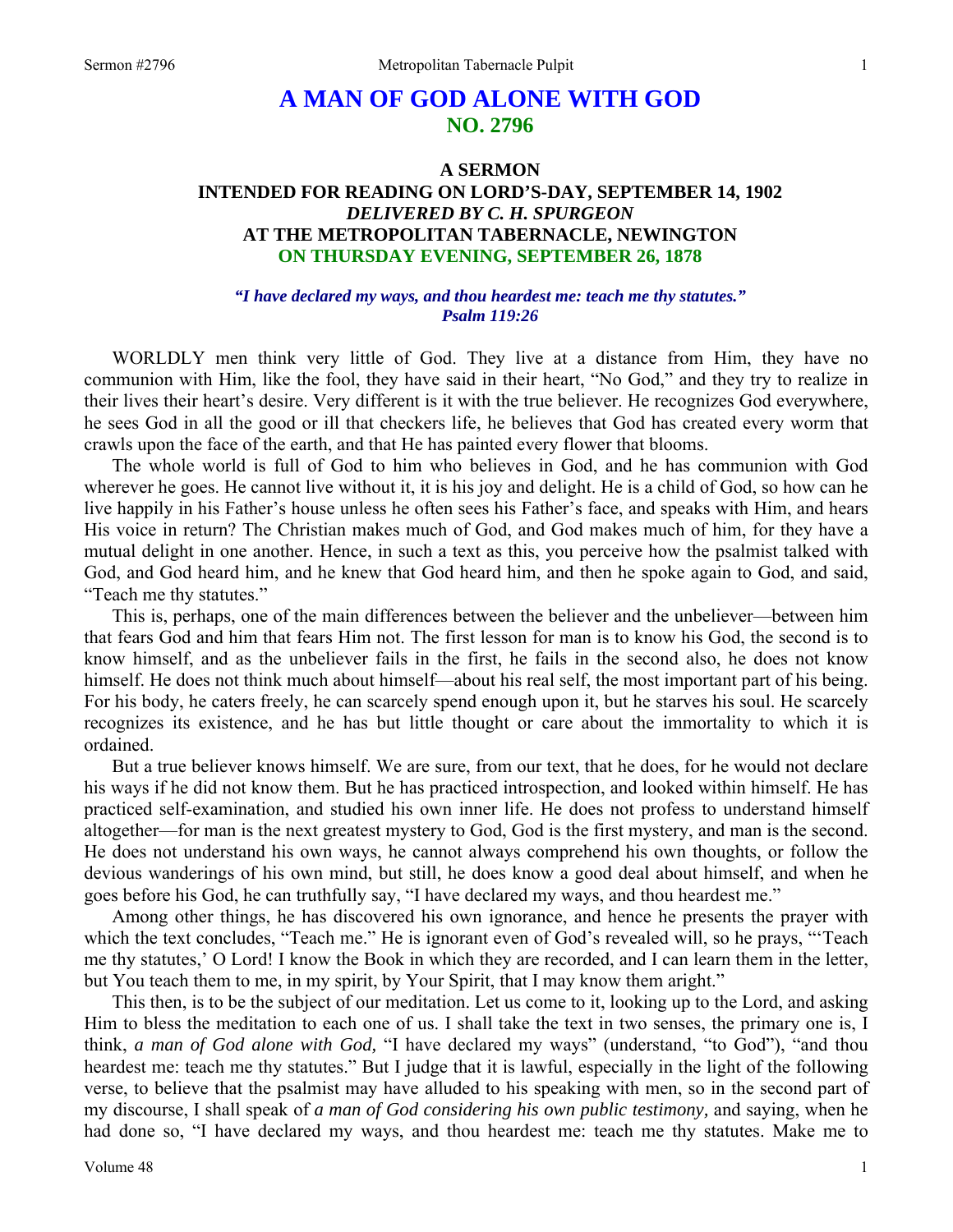# A MAN OF GOD ALONE WITH GOD
## NO. 2796

### A SERMON
### INTENDED FOR READING ON LORD'S-DAY, SEPTEMBER 14, 1902
### *DELIVERED BY C. H. SPURGEON*
### AT THE METROPOLITAN TABERNACLE, NEWINGTON
### ON THURSDAY EVENING, SEPTEMBER 26, 1878

***"I have declared my ways, and thou heardest me: teach me thy statutes."***
***Psalm 119:26***

WORLDLY men think very little of God. They live at a distance from Him, they have no communion with Him, like the fool, they have said in their heart, "No God," and they try to realize in their lives their heart's desire. Very different is it with the true believer. He recognizes God everywhere, he sees God in all the good or ill that checkers life, he believes that God has created every worm that crawls upon the face of the earth, and that He has painted every flower that blooms.

The whole world is full of God to him who believes in God, and he has communion with God wherever he goes. He cannot live without it, it is his joy and delight. He is a child of God, so how can he live happily in his Father's house unless he often sees his Father's face, and speaks with Him, and hears His voice in return? The Christian makes much of God, and God makes much of him, for they have a mutual delight in one another. Hence, in such a text as this, you perceive how the psalmist talked with God, and God heard him, and he knew that God heard him, and then he spoke again to God, and said, "Teach me thy statutes."

This is, perhaps, one of the main differences between the believer and the unbeliever—between him that fears God and him that fears Him not. The first lesson for man is to know his God, the second is to know himself, and as the unbeliever fails in the first, he fails in the second also, he does not know himself. He does not think much about himself—about his real self, the most important part of his being. For his body, he caters freely, he can scarcely spend enough upon it, but he starves his soul. He scarcely recognizes its existence, and he has but little thought or care about the immortality to which it is ordained.

But a true believer knows himself. We are sure, from our text, that he does, for he would not declare his ways if he did not know them. But he has practiced introspection, and looked within himself. He has practiced self-examination, and studied his own inner life. He does not profess to understand himself altogether—for man is the next greatest mystery to God, God is the first mystery, and man is the second. He does not understand his own ways, he cannot always comprehend his own thoughts, or follow the devious wanderings of his own mind, but still, he does know a good deal about himself, and when he goes before his God, he can truthfully say, "I have declared my ways, and thou heardest me."

Among other things, he has discovered his own ignorance, and hence he presents the prayer with which the text concludes, "Teach me." He is ignorant even of God's revealed will, so he prays, "'Teach me thy statutes,' O Lord! I know the Book in which they are recorded, and I can learn them in the letter, but You teach them to me, in my spirit, by Your Spirit, that I may know them aright."

This then, is to be the subject of our meditation. Let us come to it, looking up to the Lord, and asking Him to bless the meditation to each one of us. I shall take the text in two senses, the primary one is, I think, *a man of God alone with God,* "I have declared my ways" (understand, "to God"), "and thou heardest me: teach me thy statutes." But I judge that it is lawful, especially in the light of the following verse, to believe that the psalmist may have alluded to his speaking with men, so in the second part of my discourse, I shall speak of *a man of God considering his own public testimony,* and saying, when he had done so, "I have declared my ways, and thou heardest me: teach me thy statutes. Make me to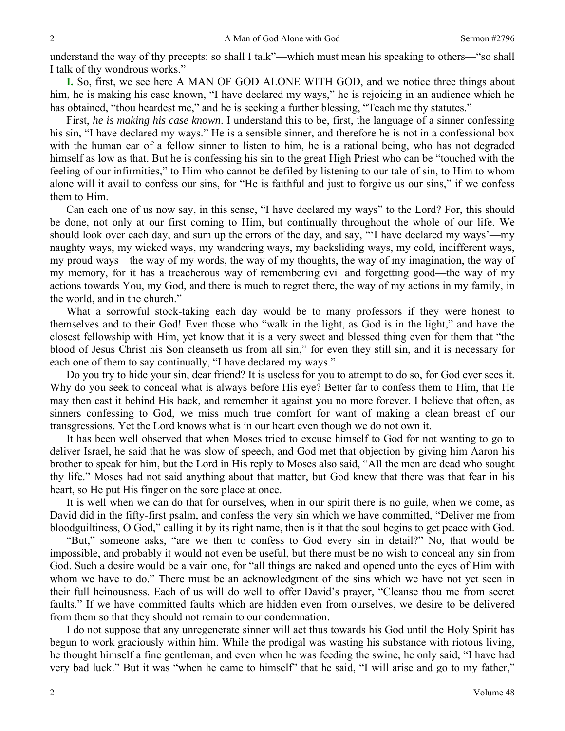understand the way of thy precepts: so shall I talk"—which must mean his speaking to others—"so shall I talk of thy wondrous works."

**I.** So, first, we see here A MAN OF GOD ALONE WITH GOD, and we notice three things about him, he is making his case known, "I have declared my ways," he is rejoicing in an audience which he has obtained, "thou heardest me," and he is seeking a further blessing, "Teach me thy statutes."

First, *he is making his case known*. I understand this to be, first, the language of a sinner confessing his sin, "I have declared my ways." He is a sensible sinner, and therefore he is not in a confessional box with the human ear of a fellow sinner to listen to him, he is a rational being, who has not degraded himself as low as that. But he is confessing his sin to the great High Priest who can be "touched with the feeling of our infirmities," to Him who cannot be defiled by listening to our tale of sin, to Him to whom alone will it avail to confess our sins, for "He is faithful and just to forgive us our sins," if we confess them to Him.

Can each one of us now say, in this sense, "I have declared my ways" to the Lord? For, this should be done, not only at our first coming to Him, but continually throughout the whole of our life. We should look over each day, and sum up the errors of the day, and say, "'I have declared my ways'—my naughty ways, my wicked ways, my wandering ways, my backsliding ways, my cold, indifferent ways, my proud ways—the way of my words, the way of my thoughts, the way of my imagination, the way of my memory, for it has a treacherous way of remembering evil and forgetting good—the way of my actions towards You, my God, and there is much to regret there, the way of my actions in my family, in the world, and in the church."

What a sorrowful stock-taking each day would be to many professors if they were honest to themselves and to their God! Even those who "walk in the light, as God is in the light," and have the closest fellowship with Him, yet know that it is a very sweet and blessed thing even for them that "the blood of Jesus Christ his Son cleanseth us from all sin," for even they still sin, and it is necessary for each one of them to say continually, "I have declared my ways."

Do you try to hide your sin, dear friend? It is useless for you to attempt to do so, for God ever sees it. Why do you seek to conceal what is always before His eye? Better far to confess them to Him, that He may then cast it behind His back, and remember it against you no more forever. I believe that often, as sinners confessing to God, we miss much true comfort for want of making a clean breast of our transgressions. Yet the Lord knows what is in our heart even though we do not own it.

It has been well observed that when Moses tried to excuse himself to God for not wanting to go to deliver Israel, he said that he was slow of speech, and God met that objection by giving him Aaron his brother to speak for him, but the Lord in His reply to Moses also said, "All the men are dead who sought thy life." Moses had not said anything about that matter, but God knew that there was that fear in his heart, so He put His finger on the sore place at once.

It is well when we can do that for ourselves, when in our spirit there is no guile, when we come, as David did in the fifty-first psalm, and confess the very sin which we have committed, "Deliver me from bloodguiltiness, O God," calling it by its right name, then is it that the soul begins to get peace with God.

"But," someone asks, "are we then to confess to God every sin in detail?" No, that would be impossible, and probably it would not even be useful, but there must be no wish to conceal any sin from God. Such a desire would be a vain one, for "all things are naked and opened unto the eyes of Him with whom we have to do." There must be an acknowledgment of the sins which we have not yet seen in their full heinousness. Each of us will do well to offer David's prayer, "Cleanse thou me from secret faults." If we have committed faults which are hidden even from ourselves, we desire to be delivered from them so that they should not remain to our condemnation.

I do not suppose that any unregenerate sinner will act thus towards his God until the Holy Spirit has begun to work graciously within him. While the prodigal was wasting his substance with riotous living, he thought himself a fine gentleman, and even when he was feeding the swine, he only said, "I have had very bad luck." But it was "when he came to himself" that he said, "I will arise and go to my father,"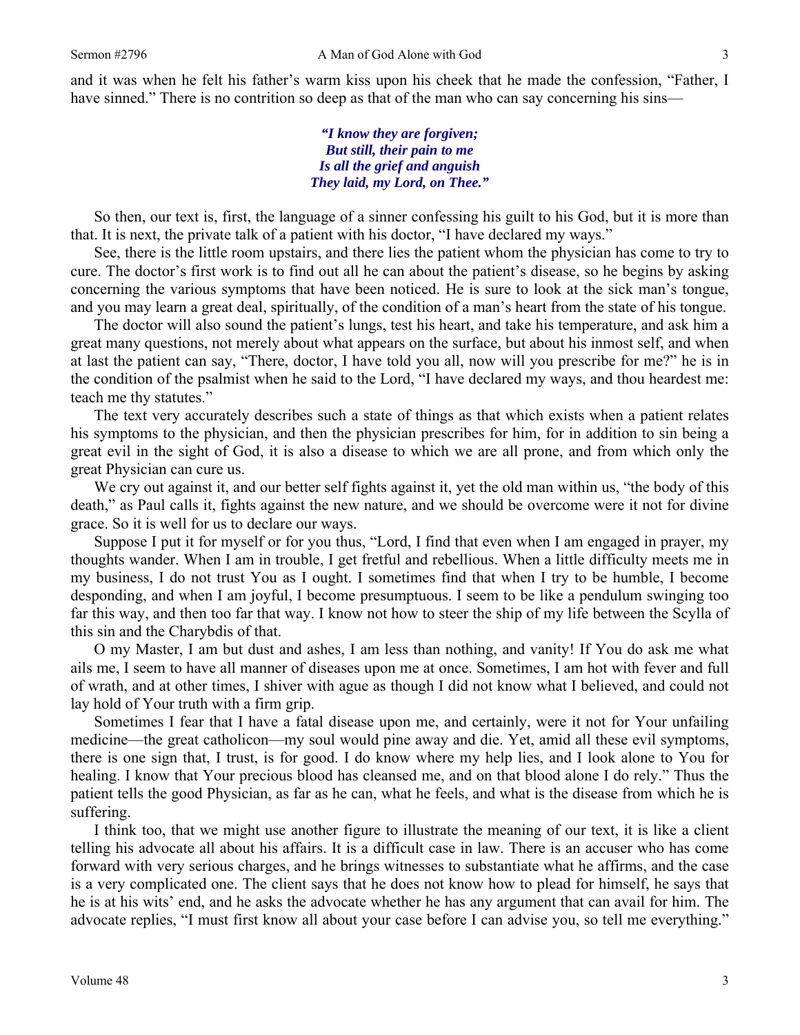and it was when he felt his father's warm kiss upon his cheek that he made the confession, "Father, I have sinned." There is no contrition so deep as that of the man who can say concerning his sins—

> ***"I know they are forgiven;***
> ***But still, their pain to me***
> ***Is all the grief and anguish***
> ***They laid, my Lord, on Thee."***

So then, our text is, first, the language of a sinner confessing his guilt to his God, but it is more than that. It is next, the private talk of a patient with his doctor, "I have declared my ways."

See, there is the little room upstairs, and there lies the patient whom the physician has come to try to cure. The doctor's first work is to find out all he can about the patient's disease, so he begins by asking concerning the various symptoms that have been noticed. He is sure to look at the sick man's tongue, and you may learn a great deal, spiritually, of the condition of a man's heart from the state of his tongue.

The doctor will also sound the patient's lungs, test his heart, and take his temperature, and ask him a great many questions, not merely about what appears on the surface, but about his inmost self, and when at last the patient can say, "There, doctor, I have told you all, now will you prescribe for me?" he is in the condition of the psalmist when he said to the Lord, "I have declared my ways, and thou heardest me: teach me thy statutes."

The text very accurately describes such a state of things as that which exists when a patient relates his symptoms to the physician, and then the physician prescribes for him, for in addition to sin being a great evil in the sight of God, it is also a disease to which we are all prone, and from which only the great Physician can cure us.

We cry out against it, and our better self fights against it, yet the old man within us, "the body of this death," as Paul calls it, fights against the new nature, and we should be overcome were it not for divine grace. So it is well for us to declare our ways.

Suppose I put it for myself or for you thus, "Lord, I find that even when I am engaged in prayer, my thoughts wander. When I am in trouble, I get fretful and rebellious. When a little difficulty meets me in my business, I do not trust You as I ought. I sometimes find that when I try to be humble, I become desponding, and when I am joyful, I become presumptuous. I seem to be like a pendulum swinging too far this way, and then too far that way. I know not how to steer the ship of my life between the Scylla of this sin and the Charybdis of that.

O my Master, I am but dust and ashes, I am less than nothing, and vanity! If You do ask me what ails me, I seem to have all manner of diseases upon me at once. Sometimes, I am hot with fever and full of wrath, and at other times, I shiver with ague as though I did not know what I believed, and could not lay hold of Your truth with a firm grip.

Sometimes I fear that I have a fatal disease upon me, and certainly, were it not for Your unfailing medicine—the great catholicon—my soul would pine away and die. Yet, amid all these evil symptoms, there is one sign that, I trust, is for good. I do know where my help lies, and I look alone to You for healing. I know that Your precious blood has cleansed me, and on that blood alone I do rely." Thus the patient tells the good Physician, as far as he can, what he feels, and what is the disease from which he is suffering.

I think too, that we might use another figure to illustrate the meaning of our text, it is like a client telling his advocate all about his affairs. It is a difficult case in law. There is an accuser who has come forward with very serious charges, and he brings witnesses to substantiate what he affirms, and the case is a very complicated one. The client says that he does not know how to plead for himself, he says that he is at his wits' end, and he asks the advocate whether he has any argument that can avail for him. The advocate replies, "I must first know all about your case before I can advise you, so tell me everything."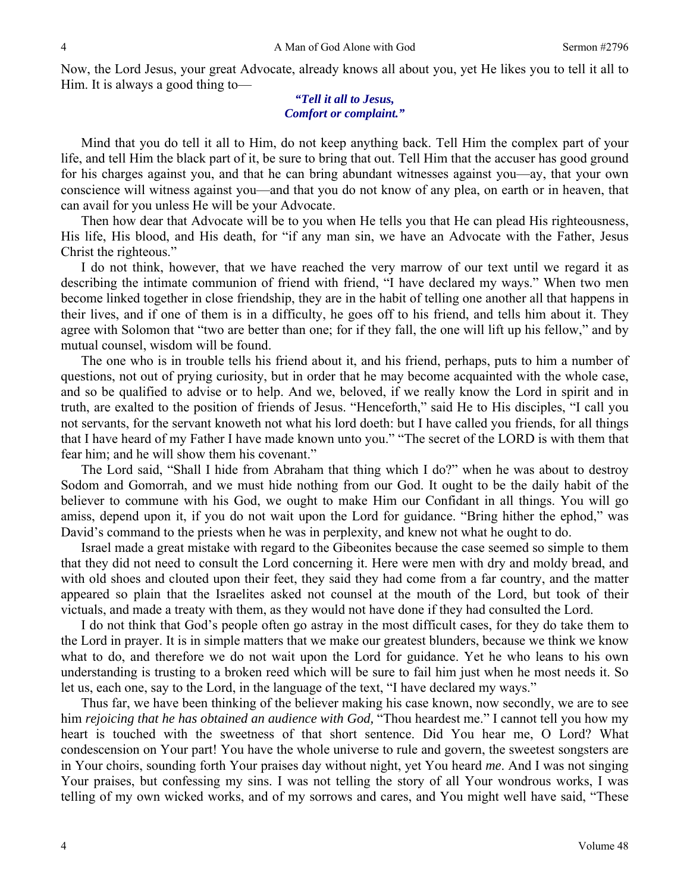Now, the Lord Jesus, your great Advocate, already knows all about you, yet He likes you to tell it all to Him. It is always a good thing to—

> ***"Tell it all to Jesus,***
> ***Comfort or complaint."***

Mind that you do tell it all to Him, do not keep anything back. Tell Him the complex part of your life, and tell Him the black part of it, be sure to bring that out. Tell Him that the accuser has good ground for his charges against you, and that he can bring abundant witnesses against you—ay, that your own conscience will witness against you—and that you do not know of any plea, on earth or in heaven, that can avail for you unless He will be your Advocate.

Then how dear that Advocate will be to you when He tells you that He can plead His righteousness, His life, His blood, and His death, for "if any man sin, we have an Advocate with the Father, Jesus Christ the righteous."

I do not think, however, that we have reached the very marrow of our text until we regard it as describing the intimate communion of friend with friend, "I have declared my ways." When two men become linked together in close friendship, they are in the habit of telling one another all that happens in their lives, and if one of them is in a difficulty, he goes off to his friend, and tells him about it. They agree with Solomon that "two are better than one; for if they fall, the one will lift up his fellow," and by mutual counsel, wisdom will be found.

The one who is in trouble tells his friend about it, and his friend, perhaps, puts to him a number of questions, not out of prying curiosity, but in order that he may become acquainted with the whole case, and so be qualified to advise or to help. And we, beloved, if we really know the Lord in spirit and in truth, are exalted to the position of friends of Jesus. "Henceforth," said He to His disciples, "I call you not servants, for the servant knoweth not what his lord doeth: but I have called you friends, for all things that I have heard of my Father I have made known unto you." "The secret of the LORD is with them that fear him; and he will show them his covenant."

The Lord said, "Shall I hide from Abraham that thing which I do?" when he was about to destroy Sodom and Gomorrah, and we must hide nothing from our God. It ought to be the daily habit of the believer to commune with his God, we ought to make Him our Confidant in all things. You will go amiss, depend upon it, if you do not wait upon the Lord for guidance. "Bring hither the ephod," was David's command to the priests when he was in perplexity, and knew not what he ought to do.

Israel made a great mistake with regard to the Gibeonites because the case seemed so simple to them that they did not need to consult the Lord concerning it. Here were men with dry and moldy bread, and with old shoes and clouted upon their feet, they said they had come from a far country, and the matter appeared so plain that the Israelites asked not counsel at the mouth of the Lord, but took of their victuals, and made a treaty with them, as they would not have done if they had consulted the Lord.

I do not think that God's people often go astray in the most difficult cases, for they do take them to the Lord in prayer. It is in simple matters that we make our greatest blunders, because we think we know what to do, and therefore we do not wait upon the Lord for guidance. Yet he who leans to his own understanding is trusting to a broken reed which will be sure to fail him just when he most needs it. So let us, each one, say to the Lord, in the language of the text, "I have declared my ways."

Thus far, we have been thinking of the believer making his case known, now secondly, we are to see him *rejoicing that he has obtained an audience with God,* "Thou heardest me." I cannot tell you how my heart is touched with the sweetness of that short sentence. Did You hear me, O Lord? What condescension on Your part! You have the whole universe to rule and govern, the sweetest songsters are in Your choirs, sounding forth Your praises day without night, yet You heard *me*. And I was not singing Your praises, but confessing my sins. I was not telling the story of all Your wondrous works, I was telling of my own wicked works, and of my sorrows and cares, and You might well have said, "These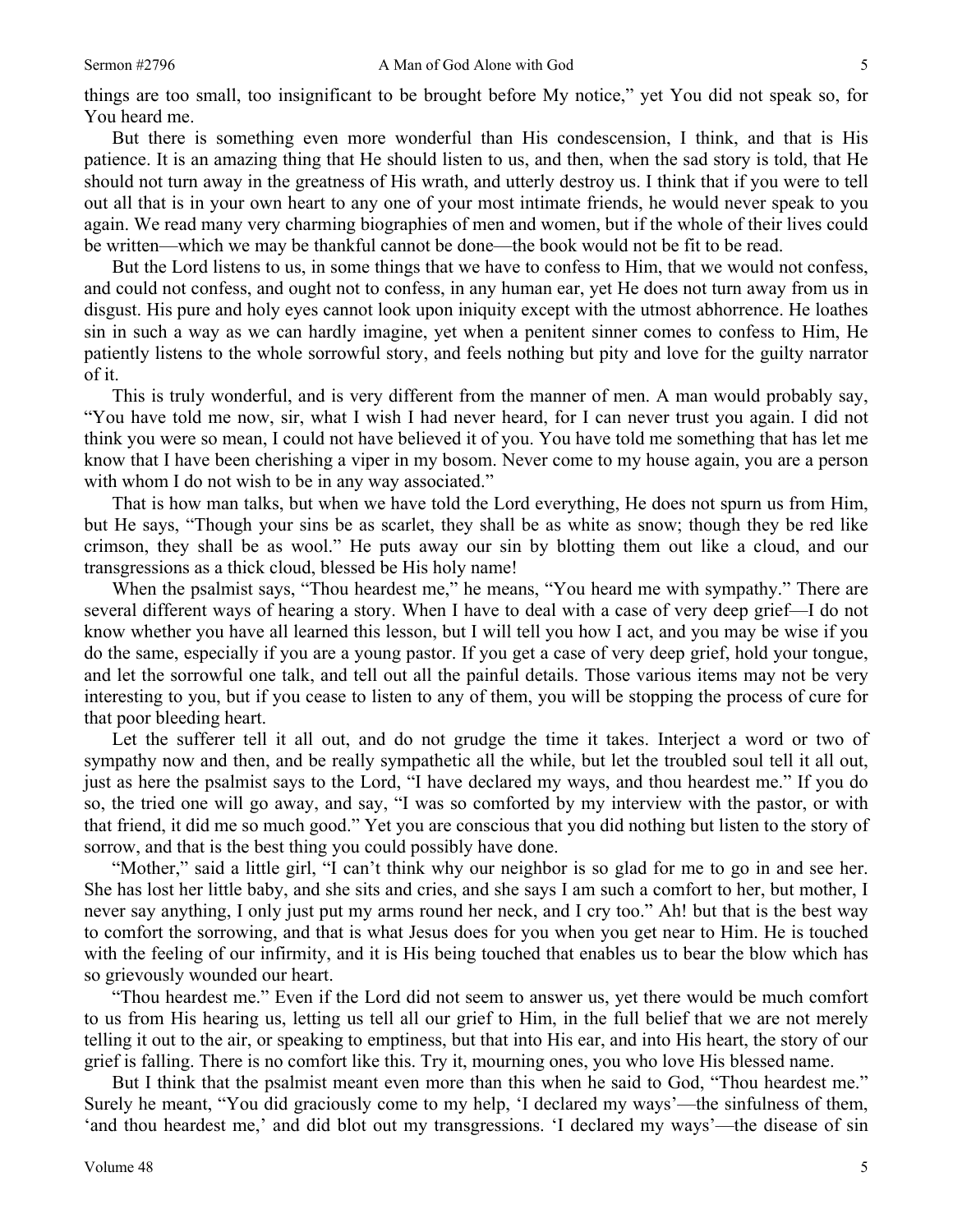things are too small, too insignificant to be brought before My notice," yet You did not speak so, for You heard me.

But there is something even more wonderful than His condescension, I think, and that is His patience. It is an amazing thing that He should listen to us, and then, when the sad story is told, that He should not turn away in the greatness of His wrath, and utterly destroy us. I think that if you were to tell out all that is in your own heart to any one of your most intimate friends, he would never speak to you again. We read many very charming biographies of men and women, but if the whole of their lives could be written—which we may be thankful cannot be done—the book would not be fit to be read.

But the Lord listens to us, in some things that we have to confess to Him, that we would not confess, and could not confess, and ought not to confess, in any human ear, yet He does not turn away from us in disgust. His pure and holy eyes cannot look upon iniquity except with the utmost abhorrence. He loathes sin in such a way as we can hardly imagine, yet when a penitent sinner comes to confess to Him, He patiently listens to the whole sorrowful story, and feels nothing but pity and love for the guilty narrator of it.

This is truly wonderful, and is very different from the manner of men. A man would probably say, "You have told me now, sir, what I wish I had never heard, for I can never trust you again. I did not think you were so mean, I could not have believed it of you. You have told me something that has let me know that I have been cherishing a viper in my bosom. Never come to my house again, you are a person with whom I do not wish to be in any way associated."

That is how man talks, but when we have told the Lord everything, He does not spurn us from Him, but He says, "Though your sins be as scarlet, they shall be as white as snow; though they be red like crimson, they shall be as wool." He puts away our sin by blotting them out like a cloud, and our transgressions as a thick cloud, blessed be His holy name!

When the psalmist says, "Thou heardest me," he means, "You heard me with sympathy." There are several different ways of hearing a story. When I have to deal with a case of very deep grief—I do not know whether you have all learned this lesson, but I will tell you how I act, and you may be wise if you do the same, especially if you are a young pastor. If you get a case of very deep grief, hold your tongue, and let the sorrowful one talk, and tell out all the painful details. Those various items may not be very interesting to you, but if you cease to listen to any of them, you will be stopping the process of cure for that poor bleeding heart.

Let the sufferer tell it all out, and do not grudge the time it takes. Interject a word or two of sympathy now and then, and be really sympathetic all the while, but let the troubled soul tell it all out, just as here the psalmist says to the Lord, "I have declared my ways, and thou heardest me." If you do so, the tried one will go away, and say, "I was so comforted by my interview with the pastor, or with that friend, it did me so much good." Yet you are conscious that you did nothing but listen to the story of sorrow, and that is the best thing you could possibly have done.

"Mother," said a little girl, "I can't think why our neighbor is so glad for me to go in and see her. She has lost her little baby, and she sits and cries, and she says I am such a comfort to her, but mother, I never say anything, I only just put my arms round her neck, and I cry too." Ah! but that is the best way to comfort the sorrowing, and that is what Jesus does for you when you get near to Him. He is touched with the feeling of our infirmity, and it is His being touched that enables us to bear the blow which has so grievously wounded our heart.

"Thou heardest me." Even if the Lord did not seem to answer us, yet there would be much comfort to us from His hearing us, letting us tell all our grief to Him, in the full belief that we are not merely telling it out to the air, or speaking to emptiness, but that into His ear, and into His heart, the story of our grief is falling. There is no comfort like this. Try it, mourning ones, you who love His blessed name.

But I think that the psalmist meant even more than this when he said to God, "Thou heardest me." Surely he meant, "You did graciously come to my help, 'I declared my ways'—the sinfulness of them, 'and thou heardest me,' and did blot out my transgressions. 'I declared my ways'—the disease of sin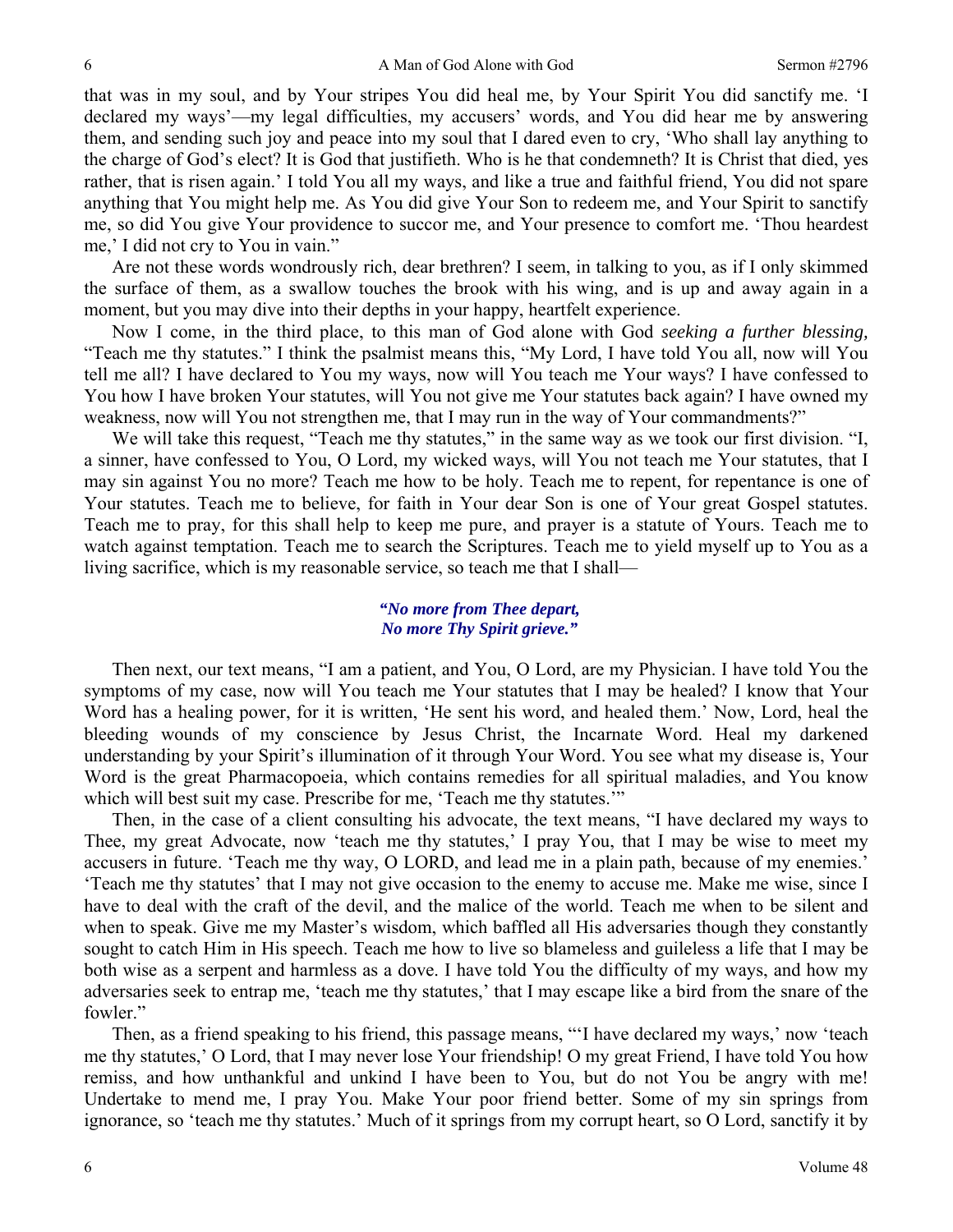that was in my soul, and by Your stripes You did heal me, by Your Spirit You did sanctify me. 'I declared my ways'—my legal difficulties, my accusers' words, and You did hear me by answering them, and sending such joy and peace into my soul that I dared even to cry, 'Who shall lay anything to the charge of God's elect? It is God that justifieth. Who is he that condemneth? It is Christ that died, yes rather, that is risen again.' I told You all my ways, and like a true and faithful friend, You did not spare anything that You might help me. As You did give Your Son to redeem me, and Your Spirit to sanctify me, so did You give Your providence to succor me, and Your presence to comfort me. 'Thou heardest me,' I did not cry to You in vain."

Are not these words wondrously rich, dear brethren? I seem, in talking to you, as if I only skimmed the surface of them, as a swallow touches the brook with his wing, and is up and away again in a moment, but you may dive into their depths in your happy, heartfelt experience.

Now I come, in the third place, to this man of God alone with God *seeking a further blessing,* "Teach me thy statutes." I think the psalmist means this, "My Lord, I have told You all, now will You tell me all? I have declared to You my ways, now will You teach me Your ways? I have confessed to You how I have broken Your statutes, will You not give me Your statutes back again? I have owned my weakness, now will You not strengthen me, that I may run in the way of Your commandments?"

We will take this request, "Teach me thy statutes," in the same way as we took our first division. "I, a sinner, have confessed to You, O Lord, my wicked ways, will You not teach me Your statutes, that I may sin against You no more? Teach me how to be holy. Teach me to repent, for repentance is one of Your statutes. Teach me to believe, for faith in Your dear Son is one of Your great Gospel statutes. Teach me to pray, for this shall help to keep me pure, and prayer is a statute of Yours. Teach me to watch against temptation. Teach me to search the Scriptures. Teach me to yield myself up to You as a living sacrifice, which is my reasonable service, so teach me that I shall—

*"No more from Thee depart,*
*No more Thy Spirit grieve."*

Then next, our text means, "I am a patient, and You, O Lord, are my Physician. I have told You the symptoms of my case, now will You teach me Your statutes that I may be healed? I know that Your Word has a healing power, for it is written, 'He sent his word, and healed them.' Now, Lord, heal the bleeding wounds of my conscience by Jesus Christ, the Incarnate Word. Heal my darkened understanding by your Spirit's illumination of it through Your Word. You see what my disease is, Your Word is the great Pharmacopoeia, which contains remedies for all spiritual maladies, and You know which will best suit my case. Prescribe for me, 'Teach me thy statutes.'"

Then, in the case of a client consulting his advocate, the text means, "I have declared my ways to Thee, my great Advocate, now 'teach me thy statutes,' I pray You, that I may be wise to meet my accusers in future. 'Teach me thy way, O LORD, and lead me in a plain path, because of my enemies.' 'Teach me thy statutes' that I may not give occasion to the enemy to accuse me. Make me wise, since I have to deal with the craft of the devil, and the malice of the world. Teach me when to be silent and when to speak. Give me my Master's wisdom, which baffled all His adversaries though they constantly sought to catch Him in His speech. Teach me how to live so blameless and guileless a life that I may be both wise as a serpent and harmless as a dove. I have told You the difficulty of my ways, and how my adversaries seek to entrap me, 'teach me thy statutes,' that I may escape like a bird from the snare of the fowler."

Then, as a friend speaking to his friend, this passage means, "'I have declared my ways,' now 'teach me thy statutes,' O Lord, that I may never lose Your friendship! O my great Friend, I have told You how remiss, and how unthankful and unkind I have been to You, but do not You be angry with me! Undertake to mend me, I pray You. Make Your poor friend better. Some of my sin springs from ignorance, so 'teach me thy statutes.' Much of it springs from my corrupt heart, so O Lord, sanctify it by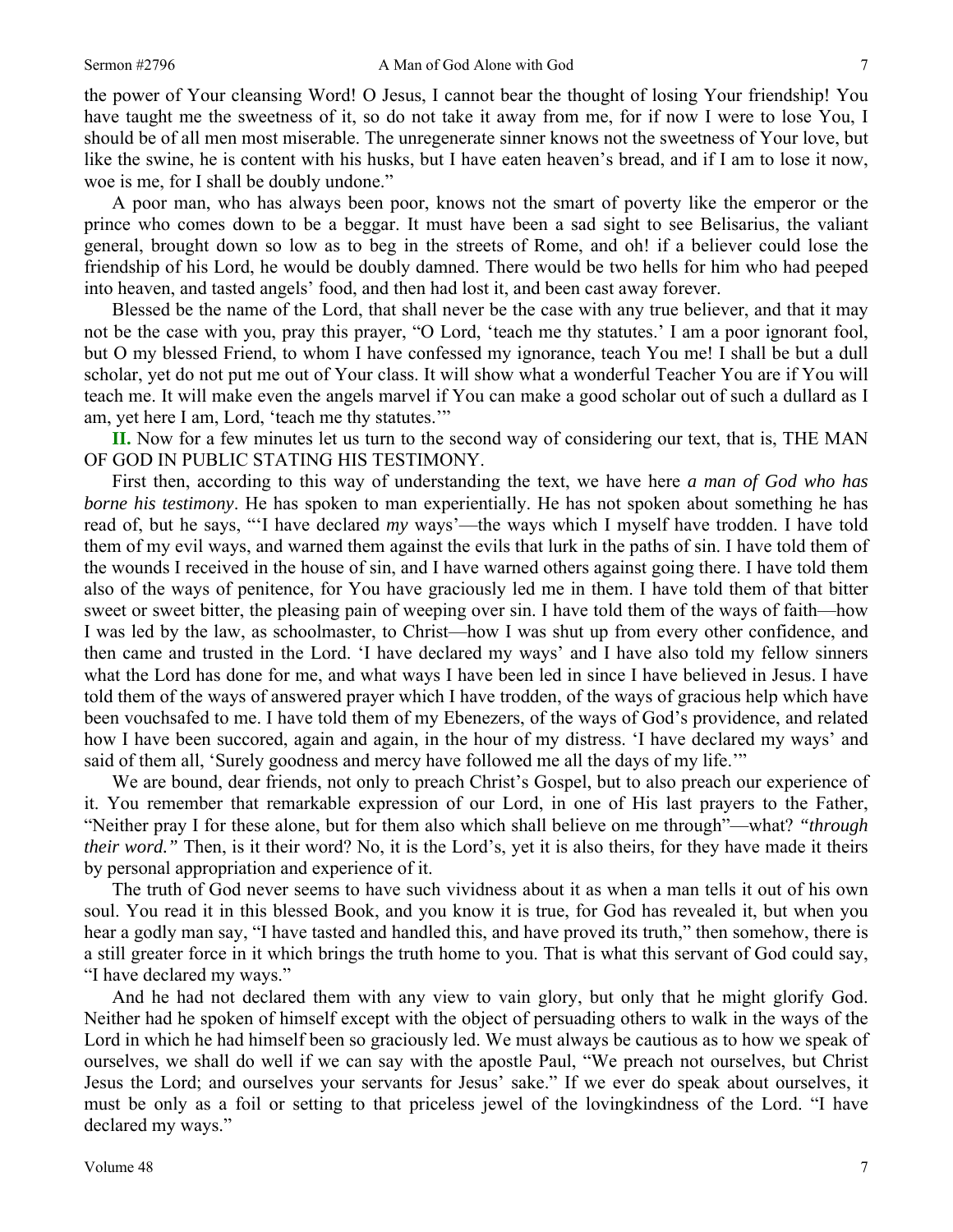the power of Your cleansing Word! O Jesus, I cannot bear the thought of losing Your friendship! You have taught me the sweetness of it, so do not take it away from me, for if now I were to lose You, I should be of all men most miserable. The unregenerate sinner knows not the sweetness of Your love, but like the swine, he is content with his husks, but I have eaten heaven's bread, and if I am to lose it now, woe is me, for I shall be doubly undone."

A poor man, who has always been poor, knows not the smart of poverty like the emperor or the prince who comes down to be a beggar. It must have been a sad sight to see Belisarius, the valiant general, brought down so low as to beg in the streets of Rome, and oh! if a believer could lose the friendship of his Lord, he would be doubly damned. There would be two hells for him who had peeped into heaven, and tasted angels' food, and then had lost it, and been cast away forever.

Blessed be the name of the Lord, that shall never be the case with any true believer, and that it may not be the case with you, pray this prayer, "O Lord, 'teach me thy statutes.' I am a poor ignorant fool, but O my blessed Friend, to whom I have confessed my ignorance, teach You me! I shall be but a dull scholar, yet do not put me out of Your class. It will show what a wonderful Teacher You are if You will teach me. It will make even the angels marvel if You can make a good scholar out of such a dullard as I am, yet here I am, Lord, 'teach me thy statutes.'"

**II.** Now for a few minutes let us turn to the second way of considering our text, that is, THE MAN OF GOD IN PUBLIC STATING HIS TESTIMONY.

First then, according to this way of understanding the text, we have here *a man of God who has borne his testimony*. He has spoken to man experientially. He has not spoken about something he has read of, but he says, "'I have declared *my* ways'—the ways which I myself have trodden. I have told them of my evil ways, and warned them against the evils that lurk in the paths of sin. I have told them of the wounds I received in the house of sin, and I have warned others against going there. I have told them also of the ways of penitence, for You have graciously led me in them. I have told them of that bitter sweet or sweet bitter, the pleasing pain of weeping over sin. I have told them of the ways of faith—how I was led by the law, as schoolmaster, to Christ—how I was shut up from every other confidence, and then came and trusted in the Lord. 'I have declared my ways' and I have also told my fellow sinners what the Lord has done for me, and what ways I have been led in since I have believed in Jesus. I have told them of the ways of answered prayer which I have trodden, of the ways of gracious help which have been vouchsafed to me. I have told them of my Ebenezers, of the ways of God's providence, and related how I have been succored, again and again, in the hour of my distress. 'I have declared my ways' and said of them all, 'Surely goodness and mercy have followed me all the days of my life.'"

We are bound, dear friends, not only to preach Christ's Gospel, but to also preach our experience of it. You remember that remarkable expression of our Lord, in one of His last prayers to the Father, "Neither pray I for these alone, but for them also which shall believe on me through"—what? *"through their word."* Then, is it their word? No, it is the Lord's, yet it is also theirs, for they have made it theirs by personal appropriation and experience of it.

The truth of God never seems to have such vividness about it as when a man tells it out of his own soul. You read it in this blessed Book, and you know it is true, for God has revealed it, but when you hear a godly man say, "I have tasted and handled this, and have proved its truth," then somehow, there is a still greater force in it which brings the truth home to you. That is what this servant of God could say, "I have declared my ways."

And he had not declared them with any view to vain glory, but only that he might glorify God. Neither had he spoken of himself except with the object of persuading others to walk in the ways of the Lord in which he had himself been so graciously led. We must always be cautious as to how we speak of ourselves, we shall do well if we can say with the apostle Paul, "We preach not ourselves, but Christ Jesus the Lord; and ourselves your servants for Jesus' sake." If we ever do speak about ourselves, it must be only as a foil or setting to that priceless jewel of the lovingkindness of the Lord. "I have declared my ways."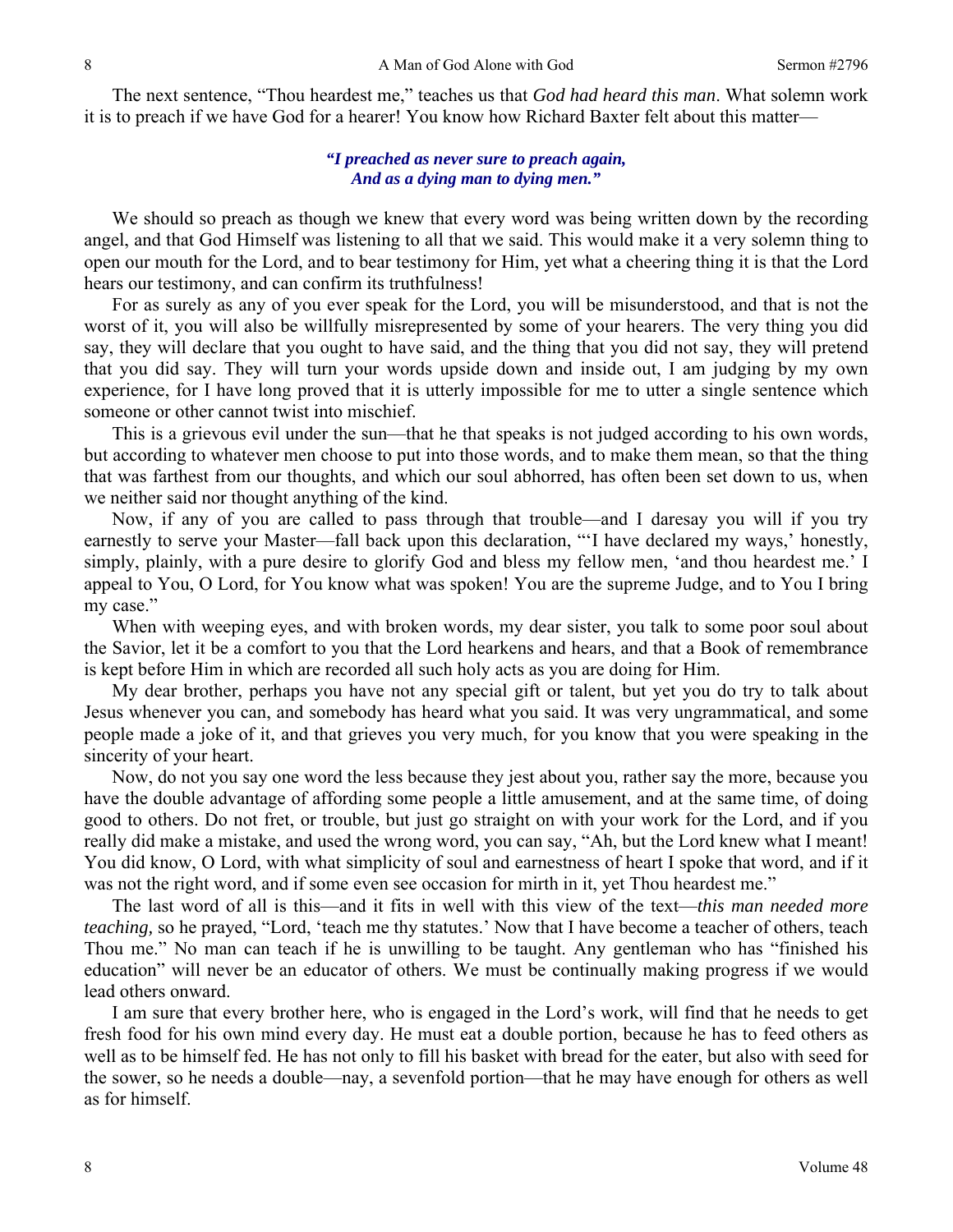The next sentence, "Thou heardest me," teaches us that *God had heard this man*. What solemn work it is to preach if we have God for a hearer! You know how Richard Baxter felt about this matter—

> ***"I preached as never sure to preach again,***
> ***And as a dying man to dying men."***

We should so preach as though we knew that every word was being written down by the recording angel, and that God Himself was listening to all that we said. This would make it a very solemn thing to open our mouth for the Lord, and to bear testimony for Him, yet what a cheering thing it is that the Lord hears our testimony, and can confirm its truthfulness!

For as surely as any of you ever speak for the Lord, you will be misunderstood, and that is not the worst of it, you will also be willfully misrepresented by some of your hearers. The very thing you did say, they will declare that you ought to have said, and the thing that you did not say, they will pretend that you did say. They will turn your words upside down and inside out, I am judging by my own experience, for I have long proved that it is utterly impossible for me to utter a single sentence which someone or other cannot twist into mischief.

This is a grievous evil under the sun—that he that speaks is not judged according to his own words, but according to whatever men choose to put into those words, and to make them mean, so that the thing that was farthest from our thoughts, and which our soul abhorred, has often been set down to us, when we neither said nor thought anything of the kind.

Now, if any of you are called to pass through that trouble—and I daresay you will if you try earnestly to serve your Master—fall back upon this declaration, "'I have declared my ways,' honestly, simply, plainly, with a pure desire to glorify God and bless my fellow men, 'and thou heardest me.' I appeal to You, O Lord, for You know what was spoken! You are the supreme Judge, and to You I bring my case."

When with weeping eyes, and with broken words, my dear sister, you talk to some poor soul about the Savior, let it be a comfort to you that the Lord hearkens and hears, and that a Book of remembrance is kept before Him in which are recorded all such holy acts as you are doing for Him.

My dear brother, perhaps you have not any special gift or talent, but yet you do try to talk about Jesus whenever you can, and somebody has heard what you said. It was very ungrammatical, and some people made a joke of it, and that grieves you very much, for you know that you were speaking in the sincerity of your heart.

Now, do not you say one word the less because they jest about you, rather say the more, because you have the double advantage of affording some people a little amusement, and at the same time, of doing good to others. Do not fret, or trouble, but just go straight on with your work for the Lord, and if you really did make a mistake, and used the wrong word, you can say, "Ah, but the Lord knew what I meant! You did know, O Lord, with what simplicity of soul and earnestness of heart I spoke that word, and if it was not the right word, and if some even see occasion for mirth in it, yet Thou heardest me."

The last word of all is this—and it fits in well with this view of the text—*this man needed more teaching,* so he prayed, "Lord, 'teach me thy statutes.' Now that I have become a teacher of others, teach Thou me." No man can teach if he is unwilling to be taught. Any gentleman who has "finished his education" will never be an educator of others. We must be continually making progress if we would lead others onward.

I am sure that every brother here, who is engaged in the Lord's work, will find that he needs to get fresh food for his own mind every day. He must eat a double portion, because he has to feed others as well as to be himself fed. He has not only to fill his basket with bread for the eater, but also with seed for the sower, so he needs a double—nay, a sevenfold portion—that he may have enough for others as well as for himself.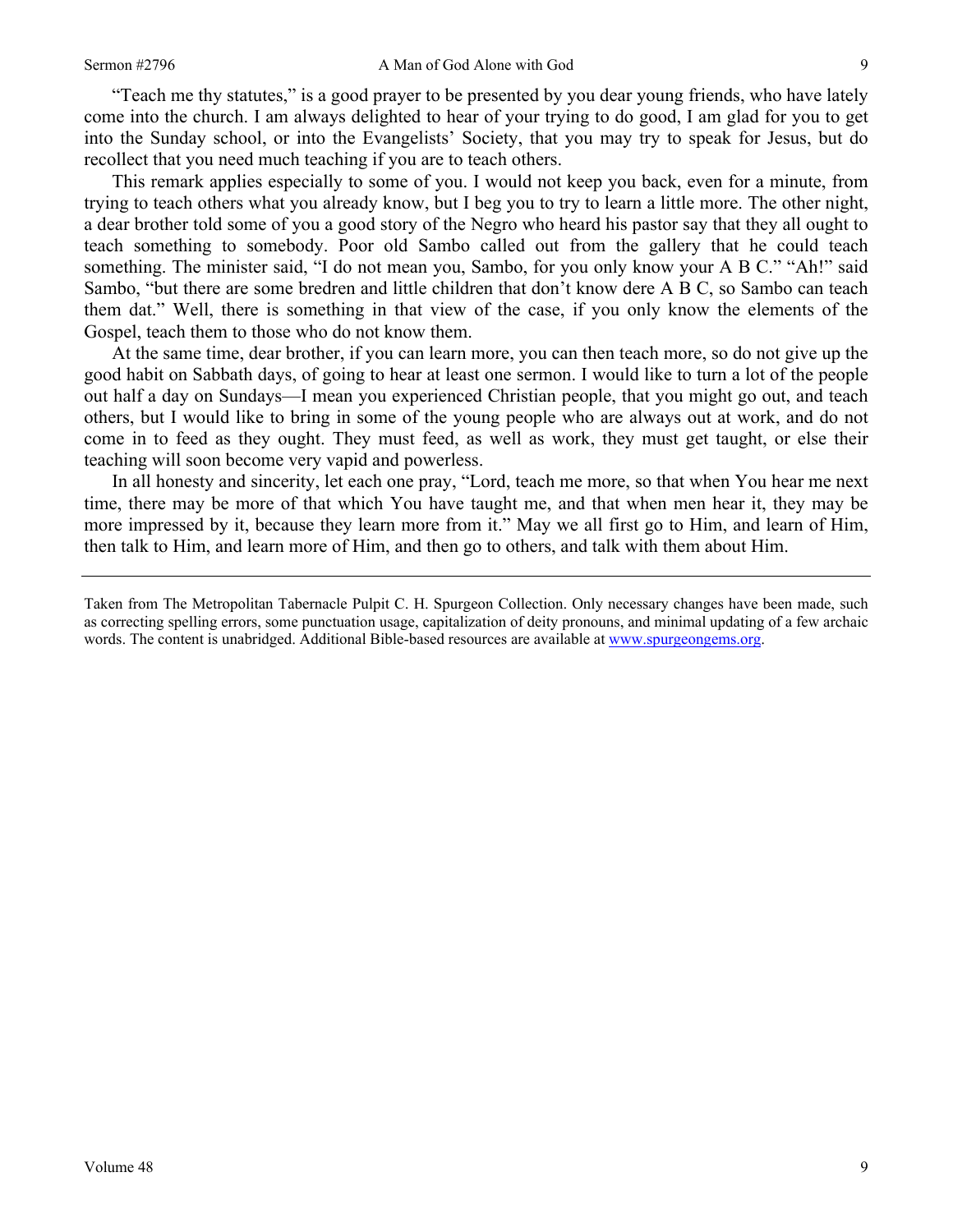"Teach me thy statutes," is a good prayer to be presented by you dear young friends, who have lately come into the church. I am always delighted to hear of your trying to do good, I am glad for you to get into the Sunday school, or into the Evangelists' Society, that you may try to speak for Jesus, but do recollect that you need much teaching if you are to teach others.

This remark applies especially to some of you. I would not keep you back, even for a minute, from trying to teach others what you already know, but I beg you to try to learn a little more. The other night, a dear brother told some of you a good story of the Negro who heard his pastor say that they all ought to teach something to somebody. Poor old Sambo called out from the gallery that he could teach something. The minister said, "I do not mean you, Sambo, for you only know your A B C." "Ah!" said Sambo, "but there are some bredren and little children that don't know dere A B C, so Sambo can teach them dat." Well, there is something in that view of the case, if you only know the elements of the Gospel, teach them to those who do not know them.

At the same time, dear brother, if you can learn more, you can then teach more, so do not give up the good habit on Sabbath days, of going to hear at least one sermon. I would like to turn a lot of the people out half a day on Sundays—I mean you experienced Christian people, that you might go out, and teach others, but I would like to bring in some of the young people who are always out at work, and do not come in to feed as they ought. They must feed, as well as work, they must get taught, or else their teaching will soon become very vapid and powerless.

In all honesty and sincerity, let each one pray, "Lord, teach me more, so that when You hear me next time, there may be more of that which You have taught me, and that when men hear it, they may be more impressed by it, because they learn more from it." May we all first go to Him, and learn of Him, then talk to Him, and learn more of Him, and then go to others, and talk with them about Him.

---

Taken from The Metropolitan Tabernacle Pulpit C. H. Spurgeon Collection. Only necessary changes have been made, such as correcting spelling errors, some punctuation usage, capitalization of deity pronouns, and minimal updating of a few archaic words. The content is unabridged. Additional Bible-based resources are available at www.spurgeongems.org.